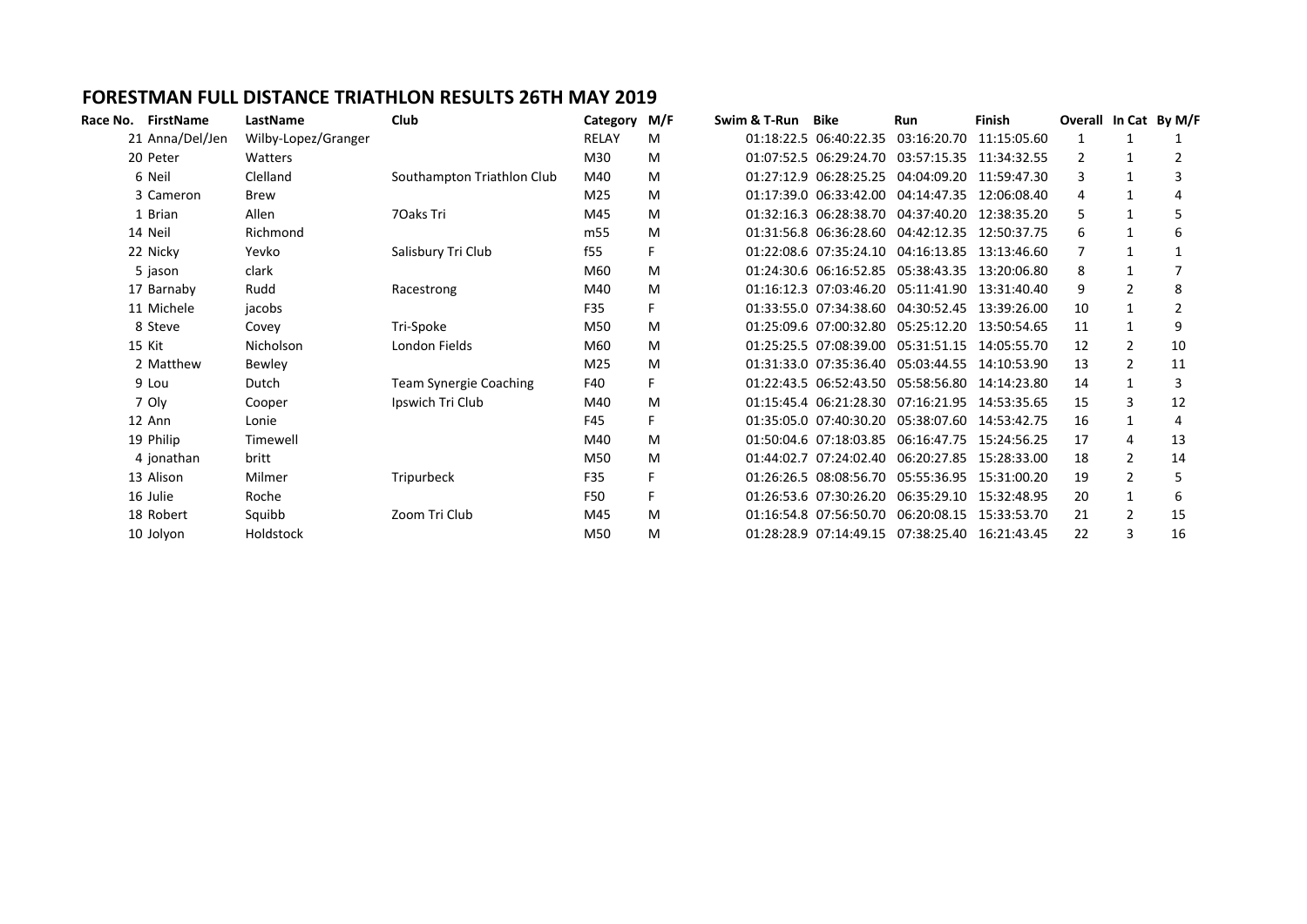# FORESTMAN FULL DISTANCE TRIATHLON RESULTS 26TH MAY 2019

| Race No. | FirstName | LastName | Club | Category | M/F | Swim & T-Run | Bike | Run | Finish | Overall | In Cat | By M/F |
|---|---|---|---|---|---|---|---|---|---|---|---|---|
| 21 | Anna/Del/Jen | Wilby-Lopez/Granger | | RELAY | M | 01:18:22.5 | 06:40:22.35 | 03:16:20.70 | 11:15:05.60 | 1 | 1 | 1 |
| 20 | Peter | Watters | | M30 | M | 01:07:52.5 | 06:29:24.70 | 03:57:15.35 | 11:34:32.55 | 2 | 1 | 2 |
| 6 | Neil | Clelland | Southampton Triathlon Club | M40 | M | 01:27:12.9 | 06:28:25.25 | 04:04:09.20 | 11:59:47.30 | 3 | 1 | 3 |
| 3 | Cameron | Brew | | M25 | M | 01:17:39.0 | 06:33:42.00 | 04:14:47.35 | 12:06:08.40 | 4 | 1 | 4 |
| 1 | Brian | Allen | 7Oaks Tri | M45 | M | 01:32:16.3 | 06:28:38.70 | 04:37:40.20 | 12:38:35.20 | 5 | 1 | 5 |
| 14 | Neil | Richmond | | m55 | M | 01:31:56.8 | 06:36:28.60 | 04:42:12.35 | 12:50:37.75 | 6 | 1 | 6 |
| 22 | Nicky | Yevko | Salisbury Tri Club | f55 | F | 01:22:08.6 | 07:35:24.10 | 04:16:13.85 | 13:13:46.60 | 7 | 1 | 1 |
| 5 | jason | clark | | M60 | M | 01:24:30.6 | 06:16:52.85 | 05:38:43.35 | 13:20:06.80 | 8 | 1 | 7 |
| 17 | Barnaby | Rudd | Racestrong | M40 | M | 01:16:12.3 | 07:03:46.20 | 05:11:41.90 | 13:31:40.40 | 9 | 2 | 8 |
| 11 | Michele | jacobs | | F35 | F | 01:33:55.0 | 07:34:38.60 | 04:30:52.45 | 13:39:26.00 | 10 | 1 | 2 |
| 8 | Steve | Covey | Tri-Spoke | M50 | M | 01:25:09.6 | 07:00:32.80 | 05:25:12.20 | 13:50:54.65 | 11 | 1 | 9 |
| 15 | Kit | Nicholson | London Fields | M60 | M | 01:25:25.5 | 07:08:39.00 | 05:31:51.15 | 14:05:55.70 | 12 | 2 | 10 |
| 2 | Matthew | Bewley | | M25 | M | 01:31:33.0 | 07:35:36.40 | 05:03:44.55 | 14:10:53.90 | 13 | 2 | 11 |
| 9 | Lou | Dutch | Team Synergie Coaching | F40 | F | 01:22:43.5 | 06:52:43.50 | 05:58:56.80 | 14:14:23.80 | 14 | 1 | 3 |
| 7 | Oly | Cooper | Ipswich Tri Club | M40 | M | 01:15:45.4 | 06:21:28.30 | 07:16:21.95 | 14:53:35.65 | 15 | 3 | 12 |
| 12 | Ann | Lonie | | F45 | F | 01:35:05.0 | 07:40:30.20 | 05:38:07.60 | 14:53:42.75 | 16 | 1 | 4 |
| 19 | Philip | Timewell | | M40 | M | 01:50:04.6 | 07:18:03.85 | 06:16:47.75 | 15:24:56.25 | 17 | 4 | 13 |
| 4 | jonathan | britt | | M50 | M | 01:44:02.7 | 07:24:02.40 | 06:20:27.85 | 15:28:33.00 | 18 | 2 | 14 |
| 13 | Alison | Milmer | Tripurbeck | F35 | F | 01:26:26.5 | 08:08:56.70 | 05:55:36.95 | 15:31:00.20 | 19 | 2 | 5 |
| 16 | Julie | Roche | | F50 | F | 01:26:53.6 | 07:30:26.20 | 06:35:29.10 | 15:32:48.95 | 20 | 1 | 6 |
| 18 | Robert | Squibb | Zoom Tri Club | M45 | M | 01:16:54.8 | 07:56:50.70 | 06:20:08.15 | 15:33:53.70 | 21 | 2 | 15 |
| 10 | Jolyon | Holdstock | | M50 | M | 01:28:28.9 | 07:14:49.15 | 07:38:25.40 | 16:21:43.45 | 22 | 3 | 16 |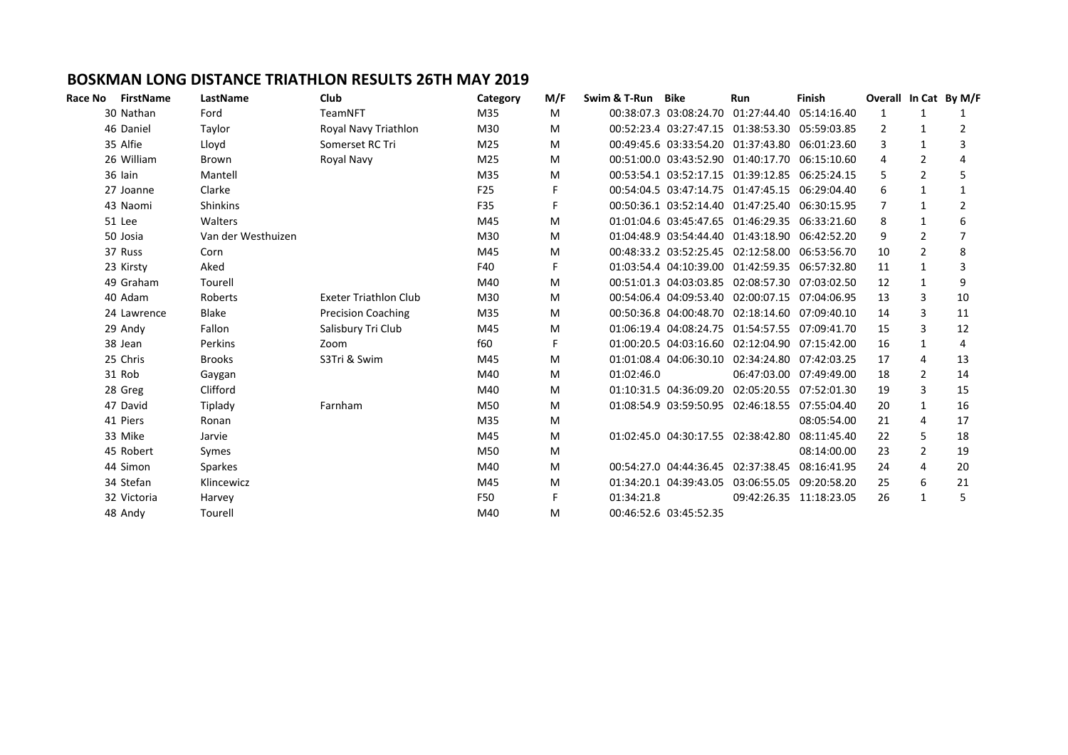## BOSKMAN LONG DISTANCE TRIATHLON RESULTS 26TH MAY 2019

| Race No | FirstName | LastName | Club | Category | M/F | Swim & T-Run | Bike | Run | Finish | Overall | In Cat | By M/F |
|---|---|---|---|---|---|---|---|---|---|---|---|---|
| 30 | Nathan | Ford | TeamNFT | M35 | M | 00:38:07.3 | 03:08:24.70 | 01:27:44.40 | 05:14:16.40 | 1 | 1 | 1 |
| 46 | Daniel | Taylor | Royal Navy Triathlon | M30 | M | 00:52:23.4 | 03:27:47.15 | 01:38:53.30 | 05:59:03.85 | 2 | 1 | 2 |
| 35 | Alfie | Lloyd | Somerset RC Tri | M25 | M | 00:49:45.6 | 03:33:54.20 | 01:37:43.80 | 06:01:23.60 | 3 | 1 | 3 |
| 26 | William | Brown | Royal Navy | M25 | M | 00:51:00.0 | 03:43:52.90 | 01:40:17.70 | 06:15:10.60 | 4 | 2 | 4 |
| 36 | Iain | Mantell | | M35 | M | 00:53:54.1 | 03:52:17.15 | 01:39:12.85 | 06:25:24.15 | 5 | 2 | 5 |
| 27 | Joanne | Clarke | | F25 | F | 00:54:04.5 | 03:47:14.75 | 01:47:45.15 | 06:29:04.40 | 6 | 1 | 1 |
| 43 | Naomi | Shinkins | | F35 | F | 00:50:36.1 | 03:52:14.40 | 01:47:25.40 | 06:30:15.95 | 7 | 1 | 2 |
| 51 | Lee | Walters | | M45 | M | 01:01:04.6 | 03:45:47.65 | 01:46:29.35 | 06:33:21.60 | 8 | 1 | 6 |
| 50 | Josia | Van der Westhuizen | | M30 | M | 01:04:48.9 | 03:54:44.40 | 01:43:18.90 | 06:42:52.20 | 9 | 2 | 7 |
| 37 | Russ | Corn | | M45 | M | 00:48:33.2 | 03:52:25.45 | 02:12:58.00 | 06:53:56.70 | 10 | 2 | 8 |
| 23 | Kirsty | Aked | | F40 | F | 01:03:54.4 | 04:10:39.00 | 01:42:59.35 | 06:57:32.80 | 11 | 1 | 3 |
| 49 | Graham | Tourell | | M40 | M | 00:51:01.3 | 04:03:03.85 | 02:08:57.30 | 07:03:02.50 | 12 | 1 | 9 |
| 40 | Adam | Roberts | Exeter Triathlon Club | M30 | M | 00:54:06.4 | 04:09:53.40 | 02:00:07.15 | 07:04:06.95 | 13 | 3 | 10 |
| 24 | Lawrence | Blake | Precision Coaching | M35 | M | 00:50:36.8 | 04:00:48.70 | 02:18:14.60 | 07:09:40.10 | 14 | 3 | 11 |
| 29 | Andy | Fallon | Salisbury Tri Club | M45 | M | 01:06:19.4 | 04:08:24.75 | 01:54:57.55 | 07:09:41.70 | 15 | 3 | 12 |
| 38 | Jean | Perkins | Zoom | f60 | F | 01:00:20.5 | 04:03:16.60 | 02:12:04.90 | 07:15:42.00 | 16 | 1 | 4 |
| 25 | Chris | Brooks | S3Tri & Swim | M45 | M | 01:01:08.4 | 04:06:30.10 | 02:34:24.80 | 07:42:03.25 | 17 | 4 | 13 |
| 31 | Rob | Gaygan | | M40 | M | 01:02:46.0 | | 06:47:03.00 | 07:49:49.00 | 18 | 2 | 14 |
| 28 | Greg | Clifford | | M40 | M | 01:10:31.5 | 04:36:09.20 | 02:05:20.55 | 07:52:01.30 | 19 | 3 | 15 |
| 47 | David | Tiplady | Farnham | M50 | M | 01:08:54.9 | 03:59:50.95 | 02:46:18.55 | 07:55:04.40 | 20 | 1 | 16 |
| 41 | Piers | Ronan | | M35 | M | | | | 08:05:54.00 | 21 | 4 | 17 |
| 33 | Mike | Jarvie | | M45 | M | 01:02:45.0 | 04:30:17.55 | 02:38:42.80 | 08:11:45.40 | 22 | 5 | 18 |
| 45 | Robert | Symes | | M50 | M | | | | 08:14:00.00 | 23 | 2 | 19 |
| 44 | Simon | Sparkes | | M40 | M | 00:54:27.0 | 04:44:36.45 | 02:37:38.45 | 08:16:41.95 | 24 | 4 | 20 |
| 34 | Stefan | Klincewicz | | M45 | M | 01:34:20.1 | 04:39:43.05 | 03:06:55.05 | 09:20:58.20 | 25 | 6 | 21 |
| 32 | Victoria | Harvey | | F50 | F | 01:34:21.8 | | 09:42:26.35 | 11:18:23.05 | 26 | 1 | 5 |
| 48 | Andy | Tourell | | M40 | M | 00:46:52.6 | 03:45:52.35 | | | | | |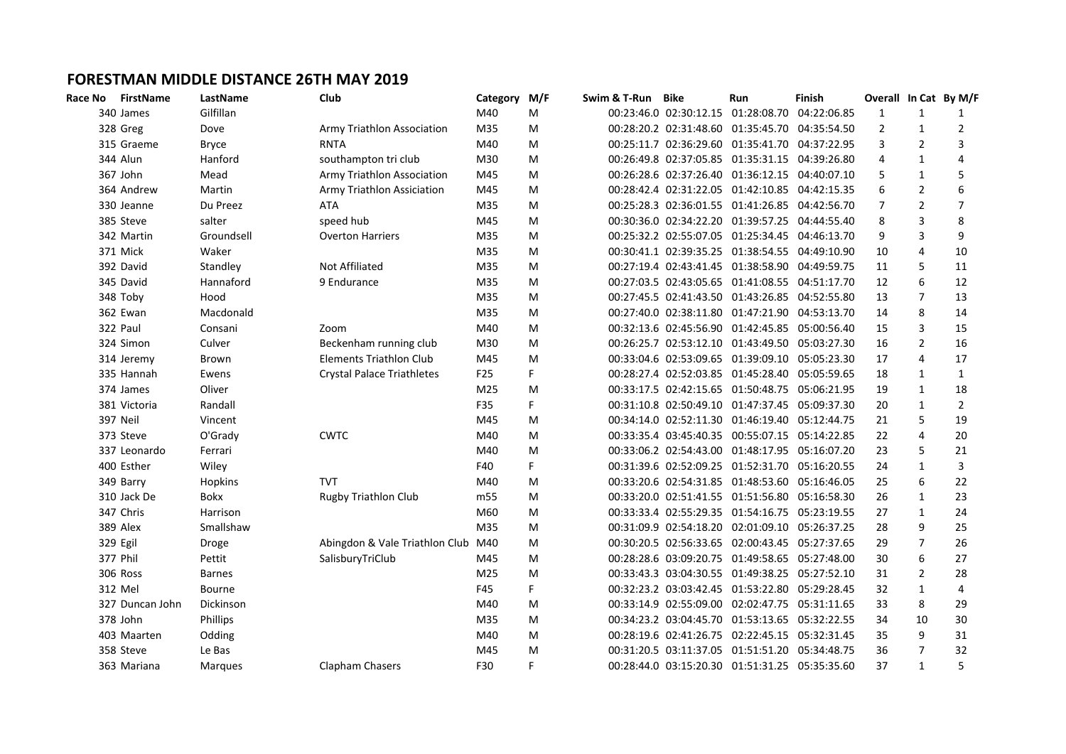# FORESTMAN MIDDLE DISTANCE 26TH MAY 2019

| Race No | FirstName | LastName | Club | Category | M/F | Swim & T-Run | Bike | Run | Finish | Overall | In Cat | By M/F |
|---|---|---|---|---|---|---|---|---|---|---|---|---|
| 340 | James | Gilfillan | | M40 | M | 00:23:46.0 | 02:30:12.15 | 01:28:08.70 | 04:22:06.85 | 1 | 1 | 1 |
| 328 | Greg | Dove | Army Triathlon Association | M35 | M | 00:28:20.2 | 02:31:48.60 | 01:35:45.70 | 04:35:54.50 | 2 | 1 | 2 |
| 315 | Graeme | Bryce | RNTA | M40 | M | 00:25:11.7 | 02:36:29.60 | 01:35:41.70 | 04:37:22.95 | 3 | 2 | 3 |
| 344 | Alun | Hanford | southampton tri club | M30 | M | 00:26:49.8 | 02:37:05.85 | 01:35:31.15 | 04:39:26.80 | 4 | 1 | 4 |
| 367 | John | Mead | Army Triathlon Association | M45 | M | 00:26:28.6 | 02:37:26.40 | 01:36:12.15 | 04:40:07.10 | 5 | 1 | 5 |
| 364 | Andrew | Martin | Army Triathlon Assiciation | M45 | M | 00:28:42.4 | 02:31:22.05 | 01:42:10.85 | 04:42:15.35 | 6 | 2 | 6 |
| 330 | Jeanne | Du Preez | ATA | M35 | M | 00:25:28.3 | 02:36:01.55 | 01:41:26.85 | 04:42:56.70 | 7 | 2 | 7 |
| 385 | Steve | salter | speed hub | M45 | M | 00:30:36.0 | 02:34:22.20 | 01:39:57.25 | 04:44:55.40 | 8 | 3 | 8 |
| 342 | Martin | Groundsell | Overton Harriers | M35 | M | 00:25:32.2 | 02:55:07.05 | 01:25:34.45 | 04:46:13.70 | 9 | 3 | 9 |
| 371 | Mick | Waker | | M35 | M | 00:30:41.1 | 02:39:35.25 | 01:38:54.55 | 04:49:10.90 | 10 | 4 | 10 |
| 392 | David | Standley | Not Affiliated | M35 | M | 00:27:19.4 | 02:43:41.45 | 01:38:58.90 | 04:49:59.75 | 11 | 5 | 11 |
| 345 | David | Hannaford | 9 Endurance | M35 | M | 00:27:03.5 | 02:43:05.65 | 01:41:08.55 | 04:51:17.70 | 12 | 6 | 12 |
| 348 | Toby | Hood | | M35 | M | 00:27:45.5 | 02:41:43.50 | 01:43:26.85 | 04:52:55.80 | 13 | 7 | 13 |
| 362 | Ewan | Macdonald | | M35 | M | 00:27:40.0 | 02:38:11.80 | 01:47:21.90 | 04:53:13.70 | 14 | 8 | 14 |
| 322 | Paul | Consani | Zoom | M40 | M | 00:32:13.6 | 02:45:56.90 | 01:42:45.85 | 05:00:56.40 | 15 | 3 | 15 |
| 324 | Simon | Culver | Beckenham running club | M30 | M | 00:26:25.7 | 02:53:12.10 | 01:43:49.50 | 05:03:27.30 | 16 | 2 | 16 |
| 314 | Jeremy | Brown | Elements Triathlon Club | M45 | M | 00:33:04.6 | 02:53:09.65 | 01:39:09.10 | 05:05:23.30 | 17 | 4 | 17 |
| 335 | Hannah | Ewens | Crystal Palace Triathletes | F25 | F | 00:28:27.4 | 02:52:03.85 | 01:45:28.40 | 05:05:59.65 | 18 | 1 | 1 |
| 374 | James | Oliver | | M25 | M | 00:33:17.5 | 02:42:15.65 | 01:50:48.75 | 05:06:21.95 | 19 | 1 | 18 |
| 381 | Victoria | Randall | | F35 | F | 00:31:10.8 | 02:50:49.10 | 01:47:37.45 | 05:09:37.30 | 20 | 1 | 2 |
| 397 | Neil | Vincent | | M45 | M | 00:34:14.0 | 02:52:11.30 | 01:46:19.40 | 05:12:44.75 | 21 | 5 | 19 |
| 373 | Steve | O'Grady | CWTC | M40 | M | 00:33:35.4 | 03:45:40.35 | 00:55:07.15 | 05:14:22.85 | 22 | 4 | 20 |
| 337 | Leonardo | Ferrari | | M40 | M | 00:33:06.2 | 02:54:43.00 | 01:48:17.95 | 05:16:07.20 | 23 | 5 | 21 |
| 400 | Esther | Wiley | | F40 | F | 00:31:39.6 | 02:52:09.25 | 01:52:31.70 | 05:16:20.55 | 24 | 1 | 3 |
| 349 | Barry | Hopkins | TVT | M40 | M | 00:33:20.6 | 02:54:31.85 | 01:48:53.60 | 05:16:46.05 | 25 | 6 | 22 |
| 310 | Jack De | Bokx | Rugby Triathlon Club | m55 | M | 00:33:20.0 | 02:51:41.55 | 01:51:56.80 | 05:16:58.30 | 26 | 1 | 23 |
| 347 | Chris | Harrison | | M60 | M | 00:33:33.4 | 02:55:29.35 | 01:54:16.75 | 05:23:19.55 | 27 | 1 | 24 |
| 389 | Alex | Smallshaw | | M35 | M | 00:31:09.9 | 02:54:18.20 | 02:01:09.10 | 05:26:37.25 | 28 | 9 | 25 |
| 329 | Egil | Droge | Abingdon & Vale Triathlon Club | M40 | M | 00:30:20.5 | 02:56:33.65 | 02:00:43.45 | 05:27:37.65 | 29 | 7 | 26 |
| 377 | Phil | Pettit | SalisburyTriClub | M45 | M | 00:28:28.6 | 03:09:20.75 | 01:49:58.65 | 05:27:48.00 | 30 | 6 | 27 |
| 306 | Ross | Barnes | | M25 | M | 00:33:43.3 | 03:04:30.55 | 01:49:38.25 | 05:27:52.10 | 31 | 2 | 28 |
| 312 | Mel | Bourne | | F45 | F | 00:32:23.2 | 03:03:42.45 | 01:53:22.80 | 05:29:28.45 | 32 | 1 | 4 |
| 327 | Duncan John | Dickinson | | M40 | M | 00:33:14.9 | 02:55:09.00 | 02:02:47.75 | 05:31:11.65 | 33 | 8 | 29 |
| 378 | John | Phillips | | M35 | M | 00:34:23.2 | 03:04:45.70 | 01:53:13.65 | 05:32:22.55 | 34 | 10 | 30 |
| 403 | Maarten | Odding | | M40 | M | 00:28:19.6 | 02:41:26.75 | 02:22:45.15 | 05:32:31.45 | 35 | 9 | 31 |
| 358 | Steve | Le Bas | | M45 | M | 00:31:20.5 | 03:11:37.05 | 01:51:51.20 | 05:34:48.75 | 36 | 7 | 32 |
| 363 | Mariana | Marques | Clapham Chasers | F30 | F | 00:28:44.0 | 03:15:20.30 | 01:51:31.25 | 05:35:35.60 | 37 | 1 | 5 |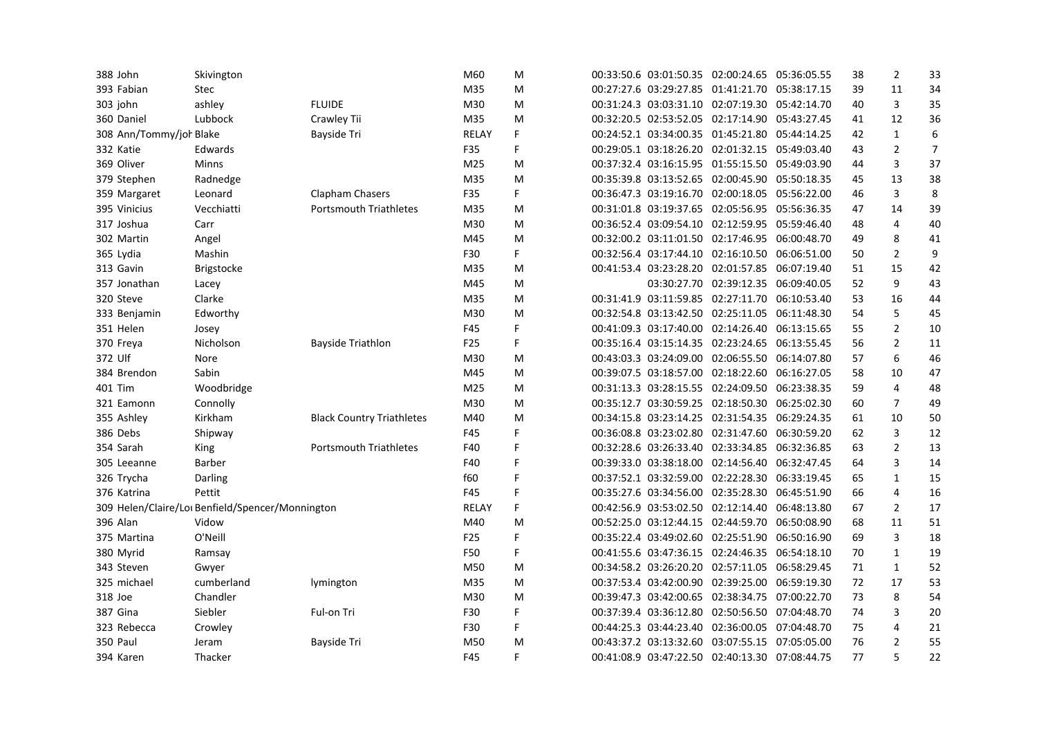| | | | | | | | | | | | | |
|---|---|---|---|---|---|---|---|---|---|---|---|---|
| 388 | John | Skivington | | M60 | M | 00:33:50.6 | 03:01:50.35 | 02:00:24.65 | 05:36:05.55 | 38 | 2 | 33 |
| 393 | Fabian | Stec | | M35 | M | 00:27:27.6 | 03:29:27.85 | 01:41:21.70 | 05:38:17.15 | 39 | 11 | 34 |
| 303 | john | ashley | FLUIDE | M30 | M | 00:31:24.3 | 03:03:31.10 | 02:07:19.30 | 05:42:14.70 | 40 | 3 | 35 |
| 360 | Daniel | Lubbock | Crawley Tii | M35 | M | 00:32:20.5 | 02:53:52.05 | 02:17:14.90 | 05:43:27.45 | 41 | 12 | 36 |
| 308 | Ann/Tommy/joh | Blake | Bayside Tri | RELAY | F | 00:24:52.1 | 03:34:00.35 | 01:45:21.80 | 05:44:14.25 | 42 | 1 | 6 |
| 332 | Katie | Edwards | | F35 | F | 00:29:05.1 | 03:18:26.20 | 02:01:32.15 | 05:49:03.40 | 43 | 2 | 7 |
| 369 | Oliver | Minns | | M25 | M | 00:37:32.4 | 03:16:15.95 | 01:55:15.50 | 05:49:03.90 | 44 | 3 | 37 |
| 379 | Stephen | Radnedge | | M35 | M | 00:35:39.8 | 03:13:52.65 | 02:00:45.90 | 05:50:18.35 | 45 | 13 | 38 |
| 359 | Margaret | Leonard | Clapham Chasers | F35 | F | 00:36:47.3 | 03:19:16.70 | 02:00:18.05 | 05:56:22.00 | 46 | 3 | 8 |
| 395 | Vinicius | Vecchiatti | Portsmouth Triathletes | M35 | M | 00:31:01.8 | 03:19:37.65 | 02:05:56.95 | 05:56:36.35 | 47 | 14 | 39 |
| 317 | Joshua | Carr | | M30 | M | 00:36:52.4 | 03:09:54.10 | 02:12:59.95 | 05:59:46.40 | 48 | 4 | 40 |
| 302 | Martin | Angel | | M45 | M | 00:32:00.2 | 03:11:01.50 | 02:17:46.95 | 06:00:48.70 | 49 | 8 | 41 |
| 365 | Lydia | Mashin | | F30 | F | 00:32:56.4 | 03:17:44.10 | 02:16:10.50 | 06:06:51.00 | 50 | 2 | 9 |
| 313 | Gavin | Brigstocke | | M35 | M | 00:41:53.4 | 03:23:28.20 | 02:01:57.85 | 06:07:19.40 | 51 | 15 | 42 |
| 357 | Jonathan | Lacey | | M45 | M | | 03:30:27.70 | 02:39:12.35 | 06:09:40.05 | 52 | 9 | 43 |
| 320 | Steve | Clarke | | M35 | M | 00:31:41.9 | 03:11:59.85 | 02:27:11.70 | 06:10:53.40 | 53 | 16 | 44 |
| 333 | Benjamin | Edworthy | | M30 | M | 00:32:54.8 | 03:13:42.50 | 02:25:11.05 | 06:11:48.30 | 54 | 5 | 45 |
| 351 | Helen | Josey | | F45 | F | 00:41:09.3 | 03:17:40.00 | 02:14:26.40 | 06:13:15.65 | 55 | 2 | 10 |
| 370 | Freya | Nicholson | Bayside Triathlon | F25 | F | 00:35:16.4 | 03:15:14.35 | 02:23:24.65 | 06:13:55.45 | 56 | 2 | 11 |
| 372 | Ulf | Nore | | M30 | M | 00:43:03.3 | 03:24:09.00 | 02:06:55.50 | 06:14:07.80 | 57 | 6 | 46 |
| 384 | Brendon | Sabin | | M45 | M | 00:39:07.5 | 03:18:57.00 | 02:18:22.60 | 06:16:27.05 | 58 | 10 | 47 |
| 401 | Tim | Woodbridge | | M25 | M | 00:31:13.3 | 03:28:15.55 | 02:24:09.50 | 06:23:38.35 | 59 | 4 | 48 |
| 321 | Eamonn | Connolly | | M30 | M | 00:35:12.7 | 03:30:59.25 | 02:18:50.30 | 06:25:02.30 | 60 | 7 | 49 |
| 355 | Ashley | Kirkham | Black Country Triathletes | M40 | M | 00:34:15.8 | 03:23:14.25 | 02:31:54.35 | 06:29:24.35 | 61 | 10 | 50 |
| 386 | Debs | Shipway | | F45 | F | 00:36:08.8 | 03:23:02.80 | 02:31:47.60 | 06:30:59.20 | 62 | 3 | 12 |
| 354 | Sarah | King | Portsmouth Triathletes | F40 | F | 00:32:28.6 | 03:26:33.40 | 02:33:34.85 | 06:32:36.85 | 63 | 2 | 13 |
| 305 | Leeanne | Barber | | F40 | F | 00:39:33.0 | 03:38:18.00 | 02:14:56.40 | 06:32:47.45 | 64 | 3 | 14 |
| 326 | Trycha | Darling | | f60 | F | 00:37:52.1 | 03:32:59.00 | 02:22:28.30 | 06:33:19.45 | 65 | 1 | 15 |
| 376 | Katrina | Pettit | | F45 | F | 00:35:27.6 | 03:34:56.00 | 02:35:28.30 | 06:45:51.90 | 66 | 4 | 16 |
| 309 | Helen/Claire/Lou | Benfield/Spencer/Monnington | | RELAY | F | 00:42:56.9 | 03:53:02.50 | 02:12:14.40 | 06:48:13.80 | 67 | 2 | 17 |
| 396 | Alan | Vidow | | M40 | M | 00:52:25.0 | 03:12:44.15 | 02:44:59.70 | 06:50:08.90 | 68 | 11 | 51 |
| 375 | Martina | O'Neill | | F25 | F | 00:35:22.4 | 03:49:02.60 | 02:25:51.90 | 06:50:16.90 | 69 | 3 | 18 |
| 380 | Myrid | Ramsay | | F50 | F | 00:41:55.6 | 03:47:36.15 | 02:24:46.35 | 06:54:18.10 | 70 | 1 | 19 |
| 343 | Steven | Gwyer | | M50 | M | 00:34:58.2 | 03:26:20.20 | 02:57:11.05 | 06:58:29.45 | 71 | 1 | 52 |
| 325 | michael | cumberland | lymington | M35 | M | 00:37:53.4 | 03:42:00.90 | 02:39:25.00 | 06:59:19.30 | 72 | 17 | 53 |
| 318 | Joe | Chandler | | M30 | M | 00:39:47.3 | 03:42:00.65 | 02:38:34.75 | 07:00:22.70 | 73 | 8 | 54 |
| 387 | Gina | Siebler | Ful-on Tri | F30 | F | 00:37:39.4 | 03:36:12.80 | 02:50:56.50 | 07:04:48.70 | 74 | 3 | 20 |
| 323 | Rebecca | Crowley | | F30 | F | 00:44:25.3 | 03:44:23.40 | 02:36:00.05 | 07:04:48.70 | 75 | 4 | 21 |
| 350 | Paul | Jeram | Bayside Tri | M50 | M | 00:43:37.2 | 03:13:32.60 | 03:07:55.15 | 07:05:05.00 | 76 | 2 | 55 |
| 394 | Karen | Thacker | | F45 | F | 00:41:08.9 | 03:47:22.50 | 02:40:13.30 | 07:08:44.75 | 77 | 5 | 22 |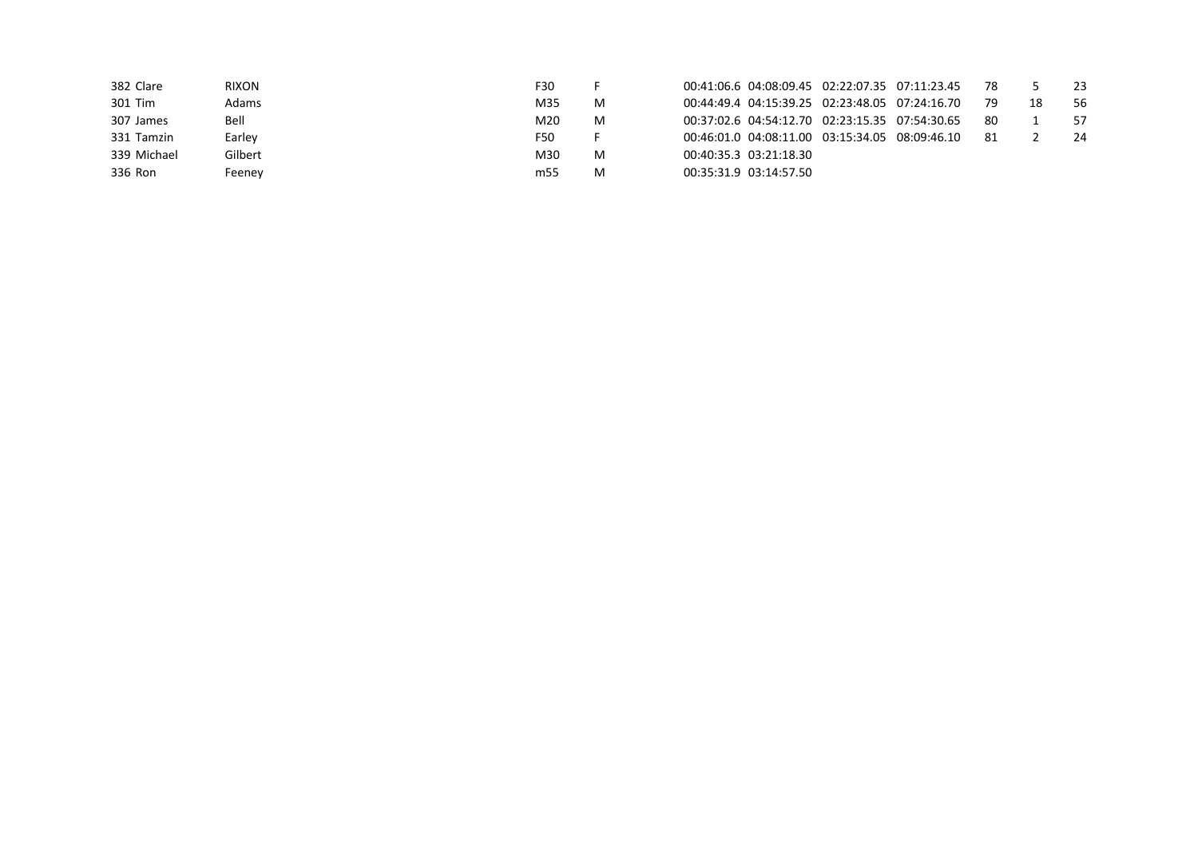| | | | | | | | | | | | |
|---|---|---|---|---|---|---|---|---|---|---|---|
| 382 | Clare | RIXON | F30 | F | 00:41:06.6 | 04:08:09.45 | 02:22:07.35 | 07:11:23.45 | 78 | 5 | 23 |
| 301 | Tim | Adams | M35 | M | 00:44:49.4 | 04:15:39.25 | 02:23:48.05 | 07:24:16.70 | 79 | 18 | 56 |
| 307 | James | Bell | M20 | M | 00:37:02.6 | 04:54:12.70 | 02:23:15.35 | 07:54:30.65 | 80 | 1 | 57 |
| 331 | Tamzin | Earley | F50 | F | 00:46:01.0 | 04:08:11.00 | 03:15:34.05 | 08:09:46.10 | 81 | 2 | 24 |
| 339 | Michael | Gilbert | M30 | M | 00:40:35.3 | 03:21:18.30 | | | | | |
| 336 | Ron | Feeney | m55 | M | 00:35:31.9 | 03:14:57.50 | | | | | |